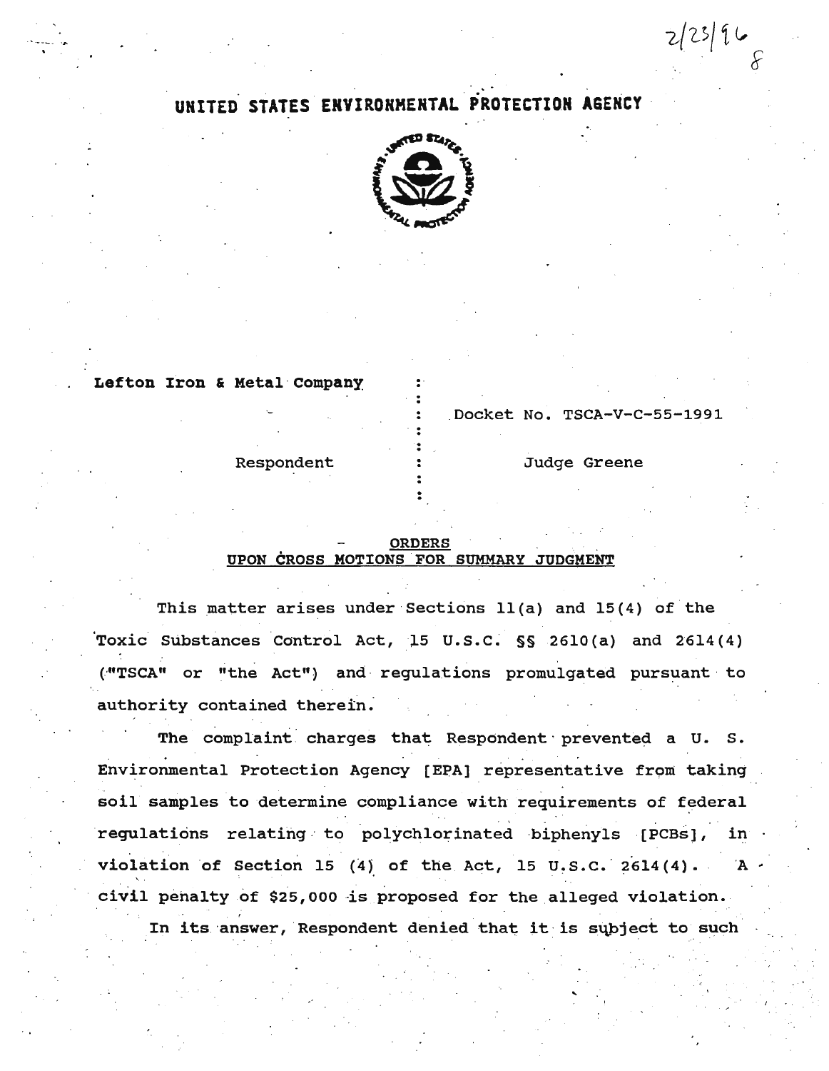2/23/96
8

# UNITED STATES ENVIRONMENTAL PROTECTION AGENCY

**Lefton Iron & Metal Company** : Docket No. TSCA-V-C-55-1991

Respondent : Judge Greene

## ORDERS
## UPON CROSS MOTIONS FOR SUMMARY JUDGMENT

This matter arises under Sections 11(a) and 15(4) of the Toxic Substances Control Act, 15 U.S.C. §§ 2610(a) and 2614(4) ("TSCA" or "the Act") and regulations promulgated pursuant to authority contained therein.

The complaint charges that Respondent prevented a U. S. Environmental Protection Agency [EPA] representative from taking soil samples to determine compliance with requirements of federal regulations relating to polychlorinated biphenyls [PCBs], in violation of Section 15 (4) of the Act, 15 U.S.C. 2614(4). A civil penalty of $25,000 is proposed for the alleged violation.

In its answer, Respondent denied that it is subject to such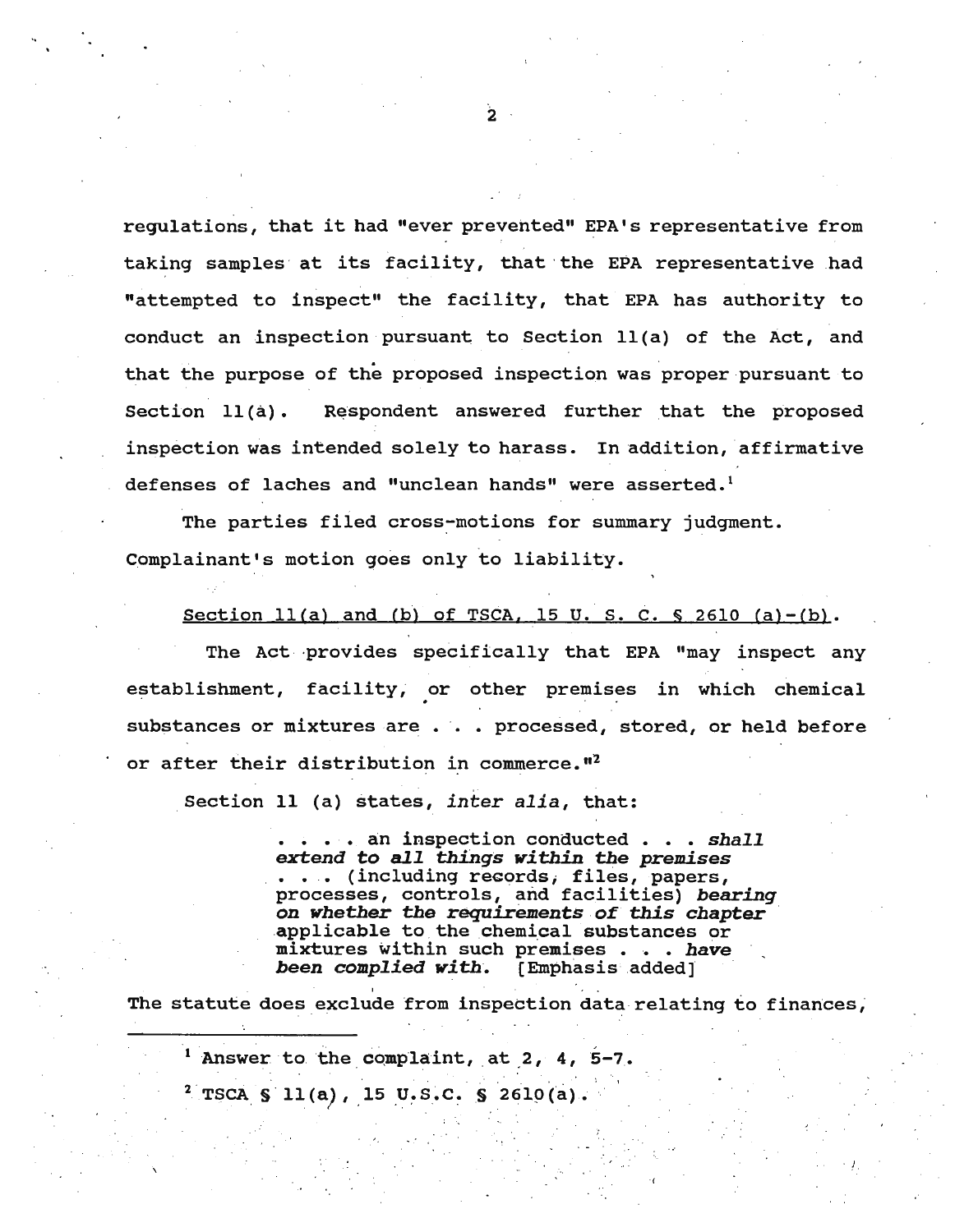regulations, that it had "ever prevented" EPA's representative from taking samples at its facility, that the EPA representative had "attempted to inspect" the facility, that EPA has authority to conduct an inspection pursuant to Section 11(a) of the Act, and that the purpose of the proposed inspection was proper pursuant to Section 11(a). Respondent answered further that the proposed inspection was intended solely to harass. In addition, affirmative defenses of laches and "unclean hands" were asserted.[1]

The parties filed cross-motions for summary judgment. Complainant's motion goes only to liability.

<u>Section 11(a) and (b) of TSCA, 15 U. S. C. § 2610 (a)-(b)</u>.

The Act provides specifically that EPA "may inspect any establishment, facility, or other premises in which chemical substances or mixtures are . . . processed, stored, or held before or after their distribution in commerce."[2]

Section 11 (a) states, *inter alia*, that:

> . . . . an inspection conducted . . . *shall extend to all things within the premises* . . . (including records, files, papers, processes, controls, and facilities) *bearing on whether the requirements of this chapter* applicable to the chemical substances or mixtures within such premises . . . *have been complied with*. [Emphasis added]

The statute does exclude from inspection data relating to finances,

---

[1] Answer to the complaint, at 2, 4, 5-7.

[2] TSCA § 11(a), 15 U.S.C. § 2610(a).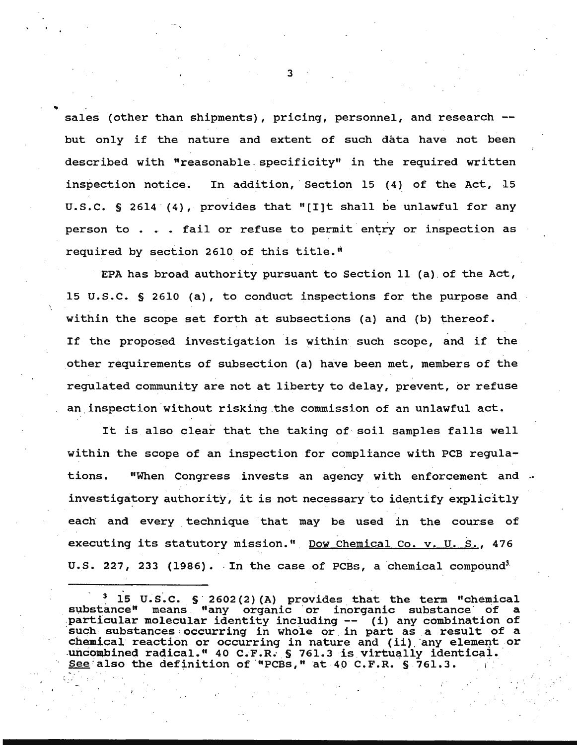sales (other than shipments), pricing, personnel, and research -- but only if the nature and extent of such data have not been described with "reasonable specificity" in the required written inspection notice. In addition, Section 15 (4) of the Act, 15 U.S.C. § 2614 (4), provides that "[I]t shall be unlawful for any person to . . . fail or refuse to permit entry or inspection as required by section 2610 of this title."

EPA has broad authority pursuant to Section 11 (a) of the Act, 15 U.S.C. § 2610 (a), to conduct inspections for the purpose and within the scope set forth at subsections (a) and (b) thereof. If the proposed investigation is within such scope, and if the other requirements of subsection (a) have been met, members of the regulated community are not at liberty to delay, prevent, or refuse an inspection without risking the commission of an unlawful act.

It is also clear that the taking of soil samples falls well within the scope of an inspection for compliance with PCB regulations. "When Congress invests an agency with enforcement and investigatory authority, it is not necessary to identify explicitly each and every technique that may be used in the course of executing its statutory mission." Dow Chemical Co. v. U. S., 476 U.S. 227, 233 (1986). In the case of PCBs, a chemical compound[3]

---

[3] 15 U.S.C. § 2602(2)(A) provides that the term "chemical substance" means "any organic or inorganic substance of a particular molecular identity including -- (i) any combination of such substances occurring in whole or in part as a result of a chemical reaction or occurring in nature and (ii) any element or uncombined radical." 40 C.F.R. § 761.3 is virtually identical. See also the definition of "PCBs," at 40 C.F.R. § 761.3.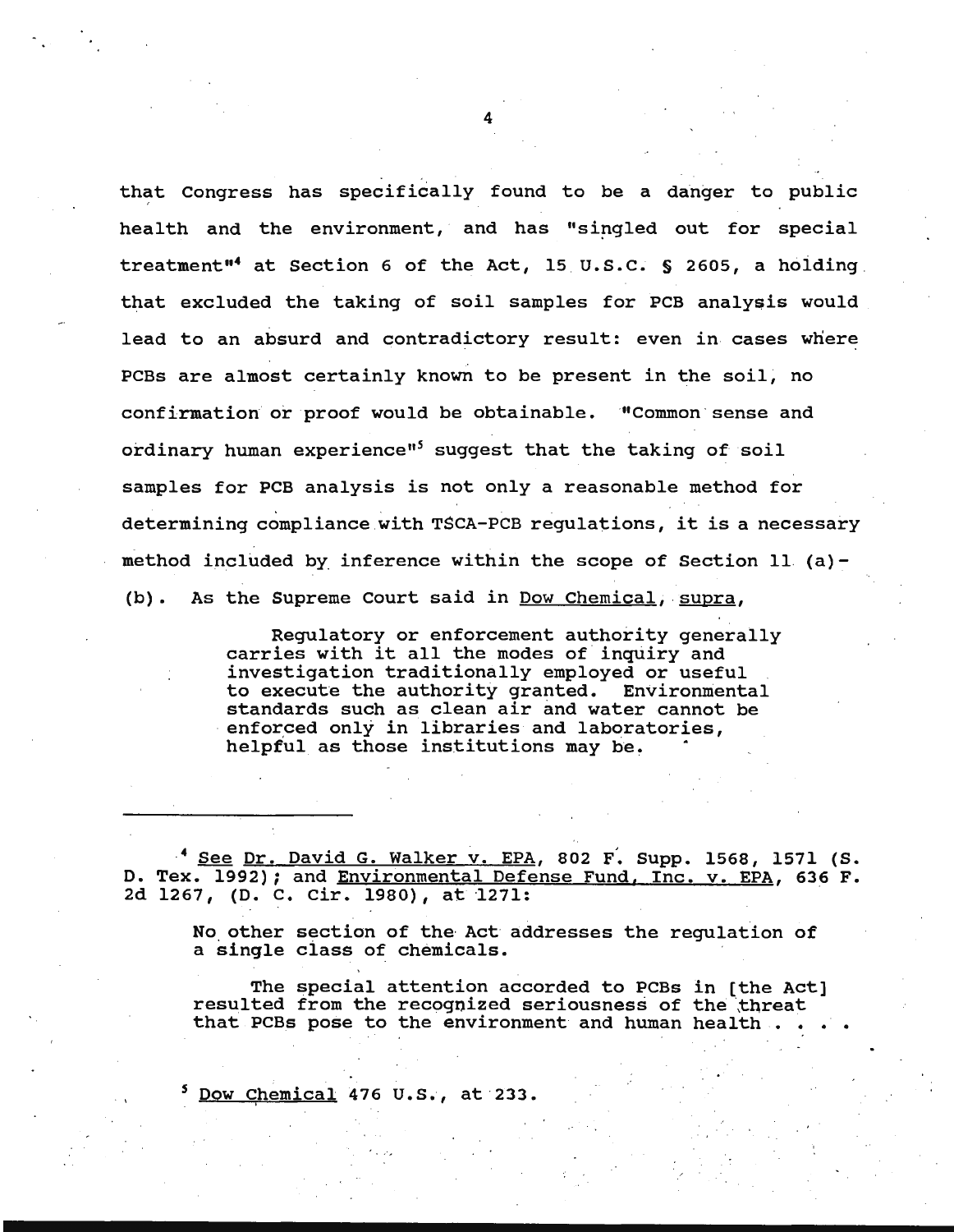that Congress has specifically found to be a danger to public health and the environment, and has "singled out for special treatment"[4] at Section 6 of the Act, 15 U.S.C. § 2605, a holding that excluded the taking of soil samples for PCB analysis would lead to an absurd and contradictory result: even in cases where PCBs are almost certainly known to be present in the soil, no confirmation or proof would be obtainable. "Common sense and ordinary human experience"[5] suggest that the taking of soil samples for PCB analysis is not only a reasonable method for determining compliance with TSCA-PCB regulations, it is a necessary method included by inference within the scope of Section 11 (a)-(b). As the Supreme Court said in Dow Chemical, supra,

> Regulatory or enforcement authority generally carries with it all the modes of inquiry and investigation traditionally employed or useful to execute the authority granted. Environmental standards such as clean air and water cannot be enforced only in libraries and laboratories, helpful as those institutions may be.

---

[4] See Dr. David G. Walker v. EPA, 802 F. Supp. 1568, 1571 (S. D. Tex. 1992); and Environmental Defense Fund, Inc. v. EPA, 636 F. 2d 1267, (D. C. Cir. 1980), at 1271:

> No other section of the Act addresses the regulation of a single class of chemicals.
>
> The special attention accorded to PCBs in [the Act] resulted from the recognized seriousness of the threat that PCBs pose to the environment and human health . . . .

[5] Dow Chemical 476 U.S., at 233.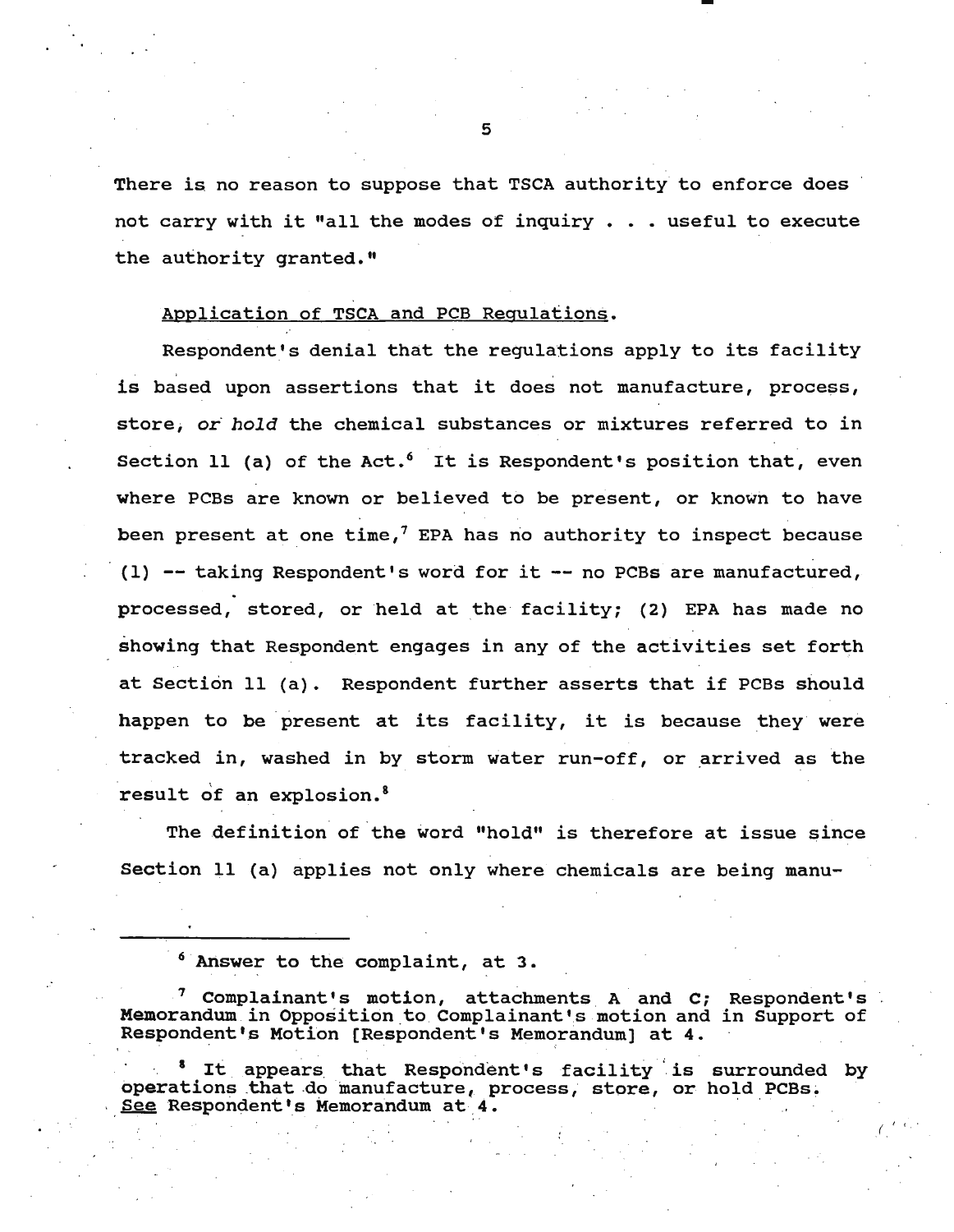There is no reason to suppose that TSCA authority to enforce does not carry with it "all the modes of inquiry . . . useful to execute the authority granted."

Application of TSCA and PCB Regulations.

Respondent's denial that the regulations apply to its facility is based upon assertions that it does not manufacture, process, store, *or hold* the chemical substances or mixtures referred to in Section 11 (a) of the Act.[6] It is Respondent's position that, even where PCBs are known or believed to be present, or known to have been present at one time,[7] EPA has no authority to inspect because (1) -- taking Respondent's word for it -- no PCBs are manufactured, processed, stored, or held at the facility; (2) EPA has made no showing that Respondent engages in any of the activities set forth at Section 11 (a). Respondent further asserts that if PCBs should happen to be present at its facility, it is because they were tracked in, washed in by storm water run-off, or arrived as the result of an explosion.[8]

The definition of the word "hold" is therefore at issue since Section 11 (a) applies not only where chemicals are being manu-

---

[6] Answer to the complaint, at 3.

[7] Complainant's motion, attachments A and C; Respondent's Memorandum in Opposition to Complainant's motion and in Support of Respondent's Motion [Respondent's Memorandum] at 4.

[8] It appears that Respondent's facility is surrounded by operations that do manufacture, process, store, or hold PCBs. See Respondent's Memorandum at 4.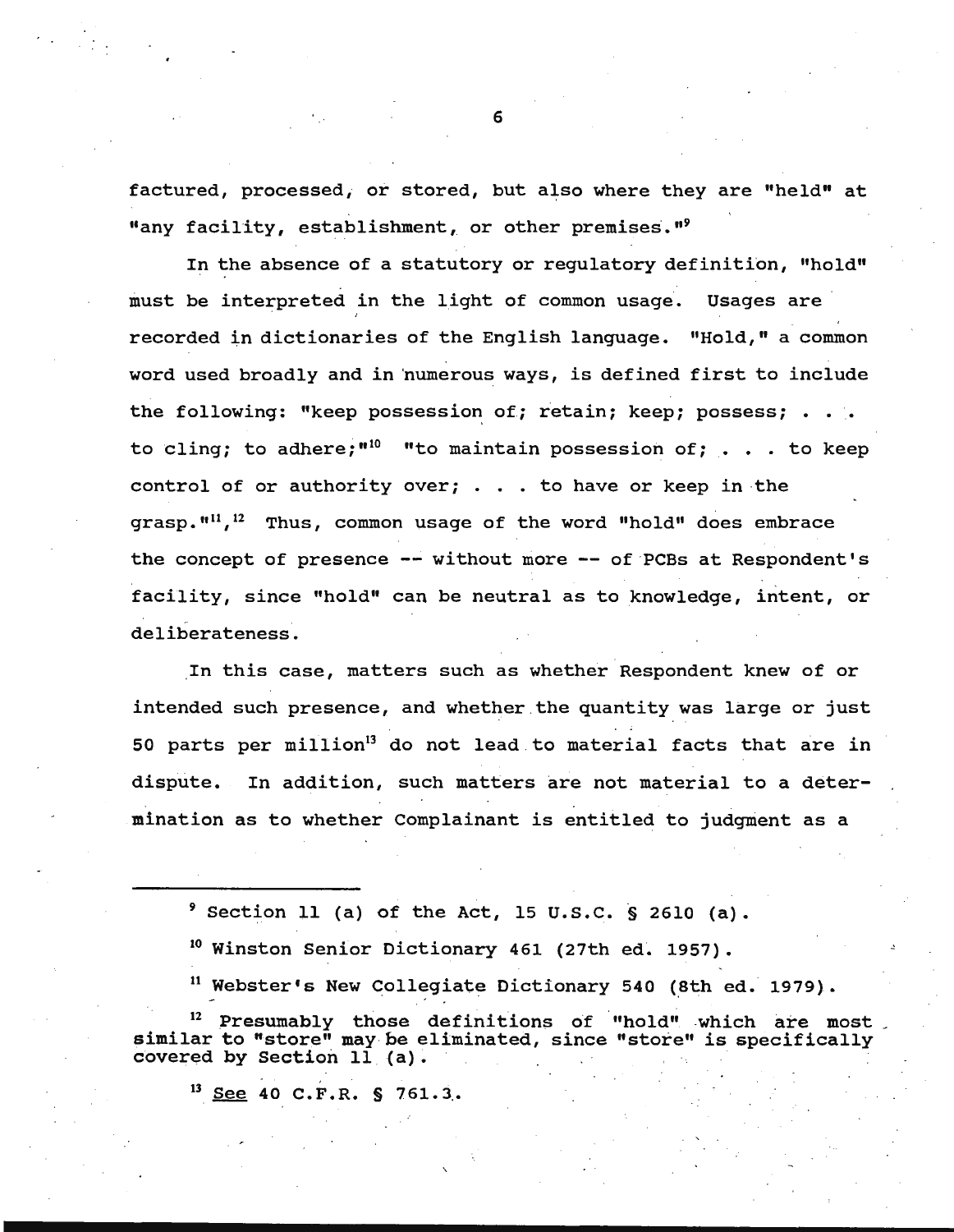factured, processed, or stored, but also where they are "held" at "any facility, establishment, or other premises."[9]

In the absence of a statutory or regulatory definition, "hold" must be interpreted in the light of common usage. Usages are recorded in dictionaries of the English language. "Hold," a common word used broadly and in numerous ways, is defined first to include the following: "keep possession of; retain; keep; possess; . . . to cling; to adhere;"[10] "to maintain possession of; . . . to keep control of or authority over; . . . to have or keep in the grasp."[11],[12] Thus, common usage of the word "hold" does embrace the concept of presence -- without more -- of PCBs at Respondent's facility, since "hold" can be neutral as to knowledge, intent, or deliberateness.

In this case, matters such as whether Respondent knew of or intended such presence, and whether the quantity was large or just 50 parts per million[13] do not lead to material facts that are in dispute. In addition, such matters are not material to a determination as to whether Complainant is entitled to judgment as a

---

[9] Section 11 (a) of the Act, 15 U.S.C. § 2610 (a).

[10] Winston Senior Dictionary 461 (27th ed. 1957).

[11] Webster's New Collegiate Dictionary 540 (8th ed. 1979).

[12] Presumably those definitions of "hold" which are most similar to "store" may be eliminated, since "store" is specifically covered by Section 11 (a).

[13] See 40 C.F.R. § 761.3.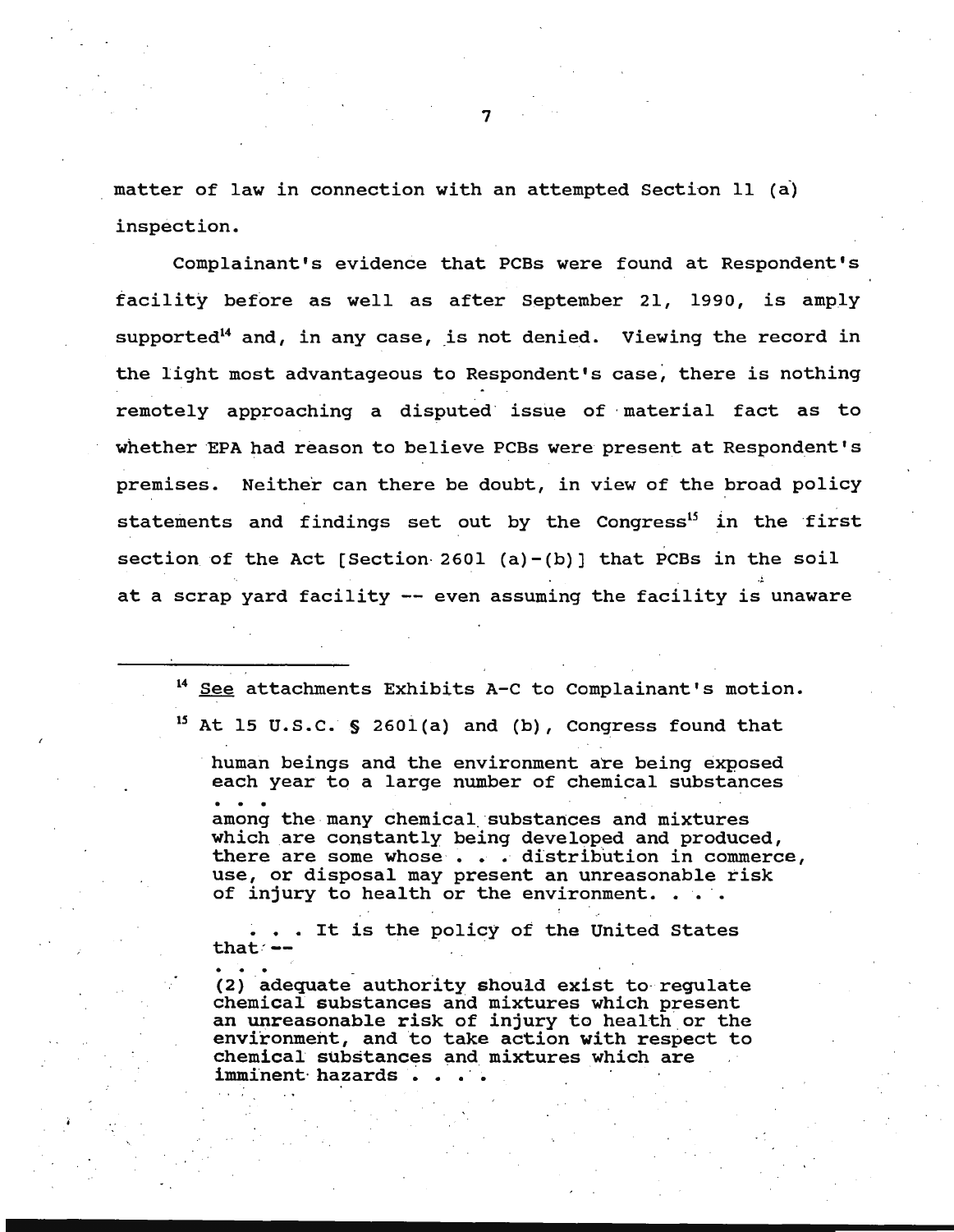matter of law in connection with an attempted Section 11 (a) inspection.

Complainant's evidence that PCBs were found at Respondent's facility before as well as after September 21, 1990, is amply supported[14] and, in any case, is not denied. Viewing the record in the light most advantageous to Respondent's case, there is nothing remotely approaching a disputed issue of material fact as to whether EPA had reason to believe PCBs were present at Respondent's premises. Neither can there be doubt, in view of the broad policy statements and findings set out by the Congress[15] in the first section of the Act [Section 2601 (a)-(b)] that PCBs in the soil at a scrap yard facility -- even assuming the facility is unaware

---

[14] See attachments Exhibits A-C to Complainant's motion.

[15] At 15 U.S.C. § 2601(a) and (b), Congress found that

> human beings and the environment are being exposed each year to a large number of chemical substances . . .
> among the many chemical substances and mixtures which are constantly being developed and produced, there are some whose . . . distribution in commerce, use, or disposal may present an unreasonable risk of injury to health or the environment. . . .
>
> . . . It is the policy of the United States that --
> . . .
> (2) adequate authority should exist to regulate chemical substances and mixtures which present an unreasonable risk of injury to health or the environment, and to take action with respect to chemical substances and mixtures which are imminent hazards . . . .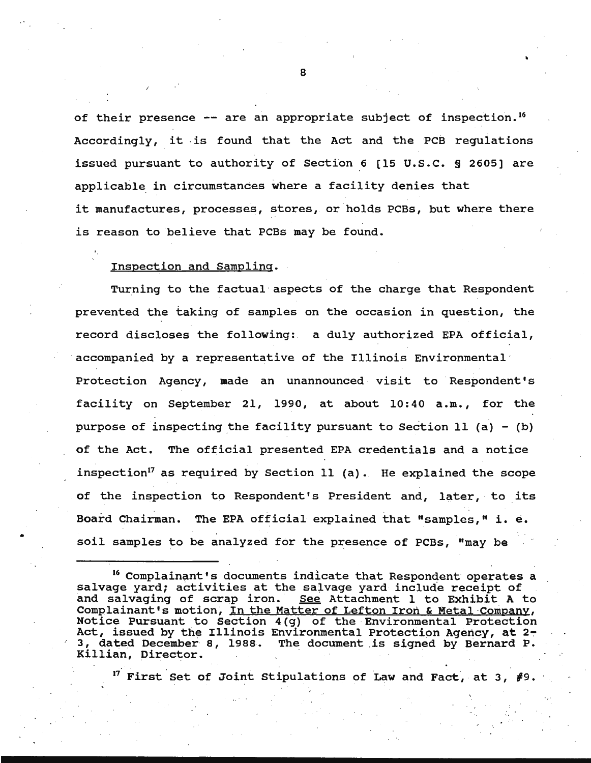of their presence -- are an appropriate subject of inspection.[16] Accordingly, it is found that the Act and the PCB regulations issued pursuant to authority of Section 6 [15 U.S.C. § 2605] are applicable in circumstances where a facility denies that it manufactures, processes, stores, or holds PCBs, but where there is reason to believe that PCBs may be found.

Inspection and Sampling.

Turning to the factual aspects of the charge that Respondent prevented the taking of samples on the occasion in question, the record discloses the following: a duly authorized EPA official, accompanied by a representative of the Illinois Environmental Protection Agency, made an unannounced visit to Respondent's facility on September 21, 1990, at about 10:40 a.m., for the purpose of inspecting the facility pursuant to Section 11 (a) - (b) of the Act. The official presented EPA credentials and a notice inspection[17] as required by Section 11 (a). He explained the scope of the inspection to Respondent's President and, later, to its Board Chairman. The EPA official explained that "samples," i. e. soil samples to be analyzed for the presence of PCBs, "may be

---

[16] Complainant's documents indicate that Respondent operates a salvage yard; activities at the salvage yard include receipt of and salvaging of scrap iron. See Attachment 1 to Exhibit A to Complainant's motion, In the Matter of Lefton Iron & Metal Company, Notice Pursuant to Section 4(g) of the Environmental Protection Act, issued by the Illinois Environmental Protection Agency, at 2-3, dated December 8, 1988. The document is signed by Bernard P. Killian, Director.

[17] First Set of Joint Stipulations of Law and Fact, at 3, #9.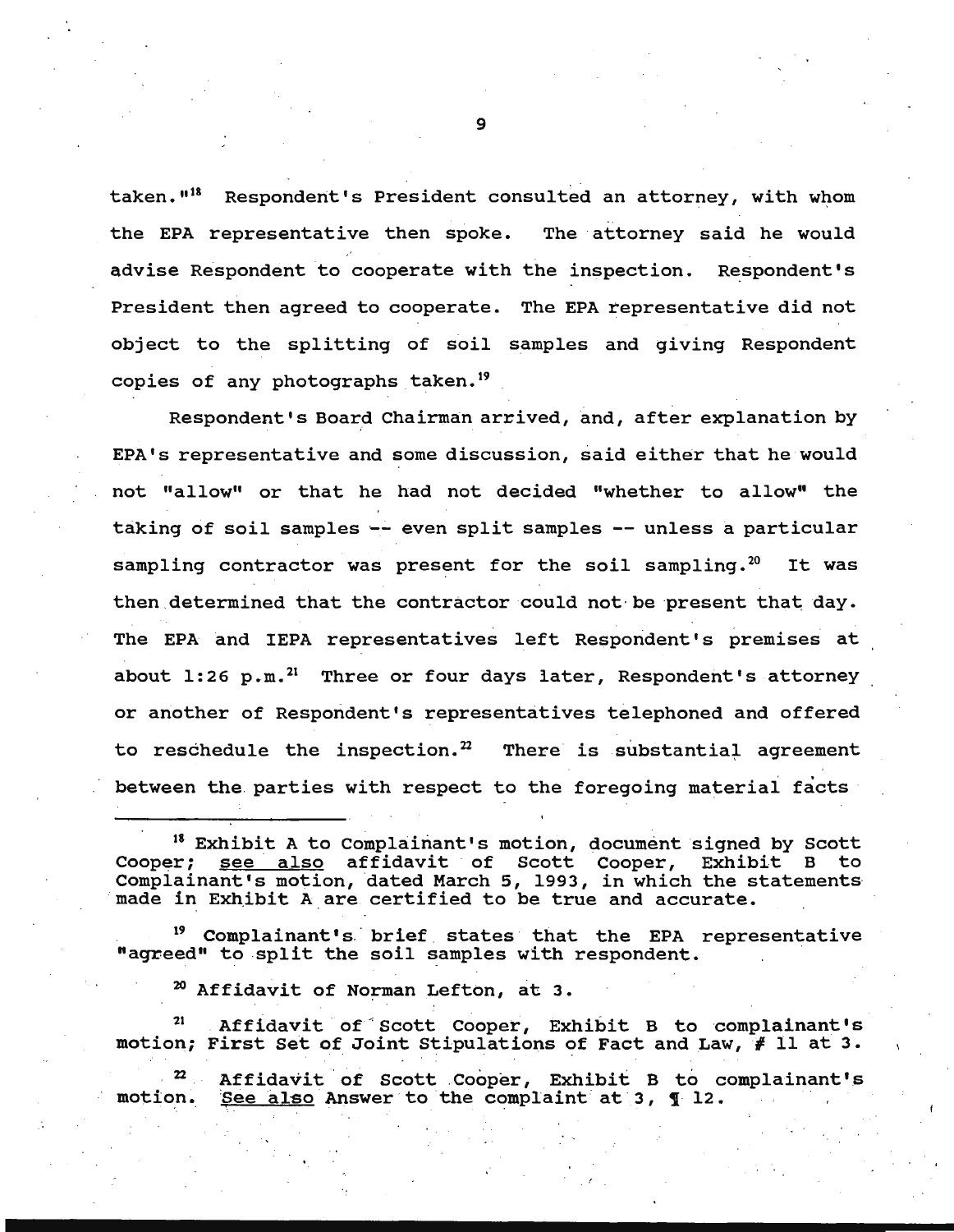taken."[18] Respondent's President consulted an attorney, with whom the EPA representative then spoke. The attorney said he would advise Respondent to cooperate with the inspection. Respondent's President then agreed to cooperate. The EPA representative did not object to the splitting of soil samples and giving Respondent copies of any photographs taken.[19]

Respondent's Board Chairman arrived, and, after explanation by EPA's representative and some discussion, said either that he would not "allow" or that he had not decided "whether to allow" the taking of soil samples -- even split samples -- unless a particular sampling contractor was present for the soil sampling.[20] It was then determined that the contractor could not be present that day. The EPA and IEPA representatives left Respondent's premises at about 1:26 p.m.[21] Three or four days later, Respondent's attorney or another of Respondent's representatives telephoned and offered to reschedule the inspection.[22] There is substantial agreement between the parties with respect to the foregoing material facts

---

[18] Exhibit A to Complainant's motion, document signed by Scott Cooper; see also affidavit of Scott Cooper, Exhibit B to Complainant's motion, dated March 5, 1993, in which the statements made in Exhibit A are certified to be true and accurate.

[19] Complainant's brief states that the EPA representative "agreed" to split the soil samples with respondent.

[20] Affidavit of Norman Lefton, at 3.

[21] Affidavit of Scott Cooper, Exhibit B to complainant's motion; First Set of Joint Stipulations of Fact and Law, # 11 at 3.

[22] Affidavit of Scott Cooper, Exhibit B to complainant's motion. See also Answer to the complaint at 3, ¶ 12.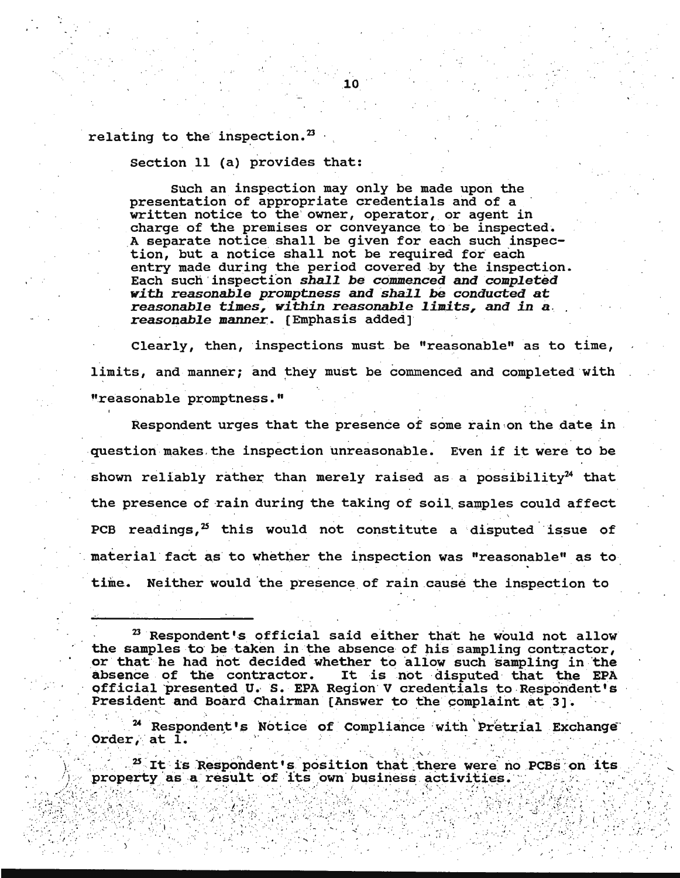relating to the inspection.[23]

Section 11 (a) provides that:

> Such an inspection may only be made upon the presentation of appropriate credentials and of a written notice to the owner, operator, or agent in charge of the premises or conveyance to be inspected. A separate notice shall be given for each such inspection, but a notice shall not be required for each entry made during the period covered by the inspection. Each such inspection ***shall be commenced and completed with reasonable promptness and shall be conducted at reasonable times, within reasonable limits, and in a reasonable manner***. [Emphasis added]

Clearly, then, inspections must be "reasonable" as to time, limits, and manner; and they must be commenced and completed with "reasonable promptness."

Respondent urges that the presence of some rain on the date in question makes the inspection unreasonable. Even if it were to be shown reliably rather than merely raised as a possibility[24] that the presence of rain during the taking of soil samples could affect PCB readings,[25] this would not constitute a disputed issue of material fact as to whether the inspection was "reasonable" as to time. Neither would the presence of rain cause the inspection to

---

[23] Respondent's official said either that he would not allow the samples to be taken in the absence of his sampling contractor, or that he had not decided whether to allow such sampling in the absence of the contractor. It is not disputed that the EPA official presented U. S. EPA Region V credentials to Respondent's President and Board Chairman [Answer to the complaint at 3].

[24] Respondent's Notice of Compliance with Pretrial Exchange Order, at 1.

[25] It is Respondent's position that there were no PCBs on its property as a result of its own business activities.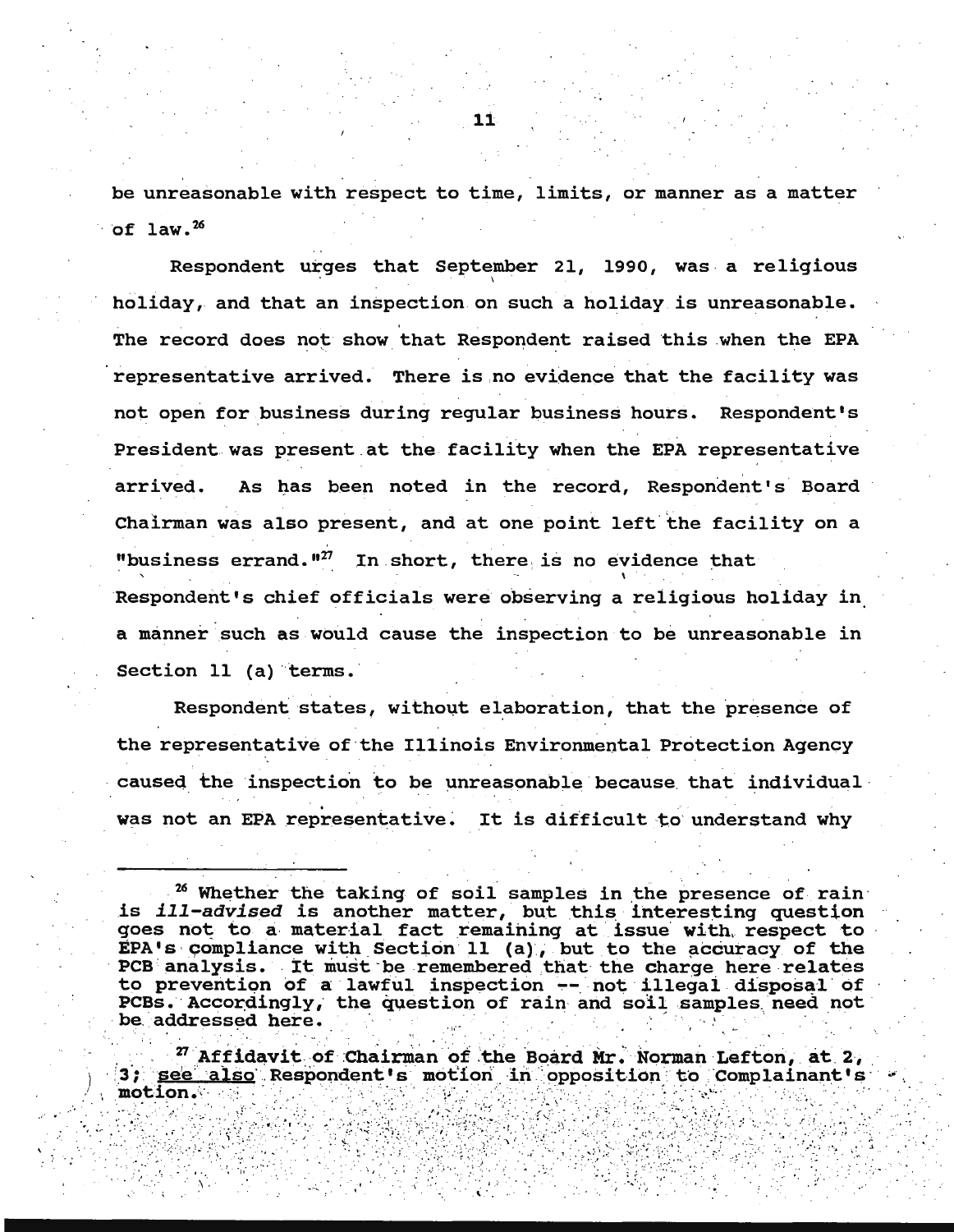be unreasonable with respect to time, limits, or manner as a matter of law.[26]

Respondent urges that September 21, 1990, was a religious holiday, and that an inspection on such a holiday is unreasonable. The record does not show that Respondent raised this when the EPA representative arrived. There is no evidence that the facility was not open for business during regular business hours. Respondent's President was present at the facility when the EPA representative arrived. As has been noted in the record, Respondent's Board Chairman was also present, and at one point left the facility on a "business errand."[27] In short, there is no evidence that Respondent's chief officials were observing a religious holiday in a manner such as would cause the inspection to be unreasonable in Section 11 (a) terms.

Respondent states, without elaboration, that the presence of the representative of the Illinois Environmental Protection Agency caused the inspection to be unreasonable because that individual was not an EPA representative. It is difficult to understand why

---

[26] Whether the taking of soil samples in the presence of rain is *ill-advised* is another matter, but this interesting question goes not to a material fact remaining at issue with respect to EPA's compliance with Section 11 (a), but to the accuracy of the PCB analysis. It must be remembered that the charge here relates to prevention of a lawful inspection -- not illegal disposal of PCBs. Accordingly, the question of rain and soil samples need not be addressed here.

[27] Affidavit of Chairman of the Board Mr. Norman Lefton, at 2, 3; see also Respondent's motion in opposition to Complainant's motion.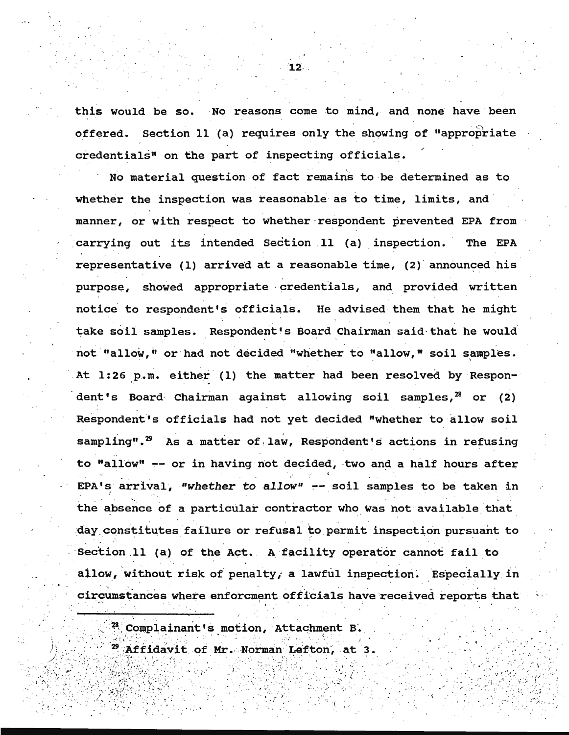this would be so. No reasons come to mind, and none have been offered. Section 11 (a) requires only the showing of "appropriate credentials" on the part of inspecting officials.

No material question of fact remains to be determined as to whether the inspection was reasonable as to time, limits, and manner, or with respect to whether respondent prevented EPA from carrying out its intended Section 11 (a) inspection. The EPA representative (1) arrived at a reasonable time, (2) announced his purpose, showed appropriate credentials, and provided written notice to respondent's officials. He advised them that he might take soil samples. Respondent's Board Chairman said that he would not "allow," or had not decided "whether to "allow," soil samples. At 1:26 p.m. either (1) the matter had been resolved by Respondent's Board Chairman against allowing soil samples,[28] or (2) Respondent's officials had not yet decided "whether to allow soil sampling".[29] As a matter of law, Respondent's actions in refusing to "allow" -- or in having not decided, two and a half hours after EPA's arrival, *"whether to allow"* -- soil samples to be taken in the absence of a particular contractor who was not available that day constitutes failure or refusal to permit inspection pursuant to Section 11 (a) of the Act. A facility operator cannot fail to allow, without risk of penalty, a lawful inspection. Especially in circumstances where enforcment officials have received reports that

---

[28] Complainant's motion, Attachment B.

[29] Affidavit of Mr. Norman Lefton, at 3.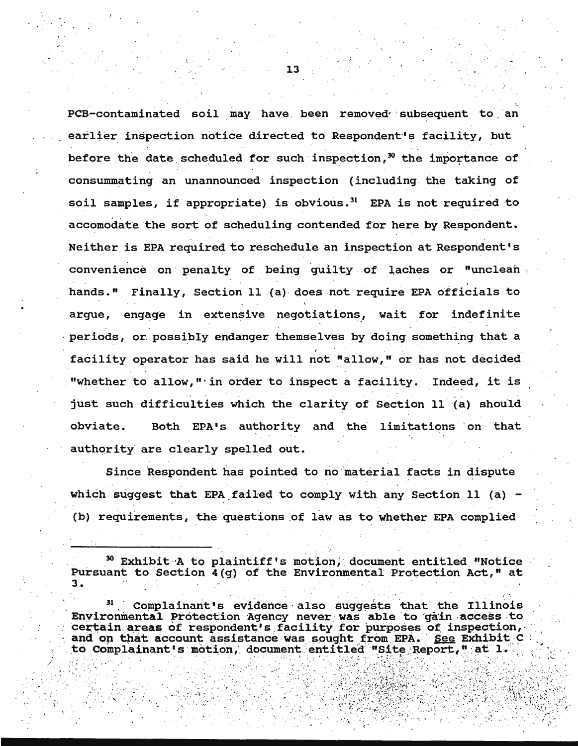PCB-contaminated soil may have been removed subsequent to an earlier inspection notice directed to Respondent's facility, but before the date scheduled for such inspection,[30] the importance of consummating an unannounced inspection (including the taking of soil samples, if appropriate) is obvious.[31] EPA is not required to accomodate the sort of scheduling contended for here by Respondent. Neither is EPA required to reschedule an inspection at Respondent's convenience on penalty of being guilty of laches or "unclean hands." Finally, Section 11 (a) does not require EPA officials to argue, engage in extensive negotiations, wait for indefinite periods, or possibly endanger themselves by doing something that a facility operator has said he will not "allow," or has not decided "whether to allow," in order to inspect a facility. Indeed, it is just such difficulties which the clarity of Section 11 (a) should obviate. Both EPA's authority and the limitations on that authority are clearly spelled out.

Since Respondent has pointed to no material facts in dispute which suggest that EPA failed to comply with any Section 11 (a) - (b) requirements, the questions of law as to whether EPA complied

---

[30] Exhibit A to plaintiff's motion, document entitled "Notice Pursuant to Section 4(g) of the Environmental Protection Act," at 3.

[31] Complainant's evidence also suggests that the Illinois Environmental Protection Agency never was able to gain access to certain areas of respondent's facility for purposes of inspection, and on that account assistance was sought from EPA. See Exhibit C to Complainant's motion, document entitled "Site Report," at 1.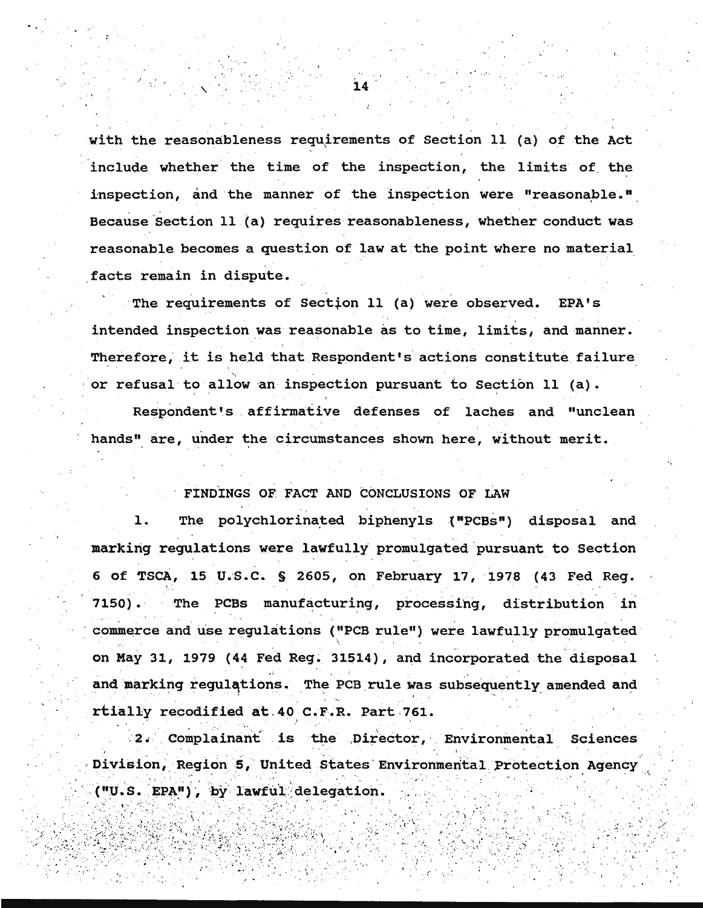with the reasonableness requirements of Section 11 (a) of the Act include whether the time of the inspection, the limits of the inspection, and the manner of the inspection were "reasonable." Because Section 11 (a) requires reasonableness, whether conduct was reasonable becomes a question of law at the point where no material facts remain in dispute.

The requirements of Section 11 (a) were observed. EPA's intended inspection was reasonable as to time, limits, and manner. Therefore, it is held that Respondent's actions constitute failure or refusal to allow an inspection pursuant to Section 11 (a).

Respondent's affirmative defenses of laches and "unclean hands" are, under the circumstances shown here, without merit.

## FINDINGS OF FACT AND CONCLUSIONS OF LAW

1. The polychlorinated biphenyls ("PCBs") disposal and marking regulations were lawfully promulgated pursuant to Section 6 of TSCA, 15 U.S.C. § 2605, on February 17, 1978 (43 Fed Reg. 7150). The PCBs manufacturing, processing, distribution in commerce and use regulations ("PCB rule") were lawfully promulgated on May 31, 1979 (44 Fed Reg. 31514), and incorporated the disposal and marking regulations. The PCB rule was subsequently amended and rtially recodified at 40 C.F.R. Part 761.

2. Complainant is the Director, Environmental Sciences Division, Region 5, United States Environmental Protection Agency ("U.S. EPA"), by lawful delegation.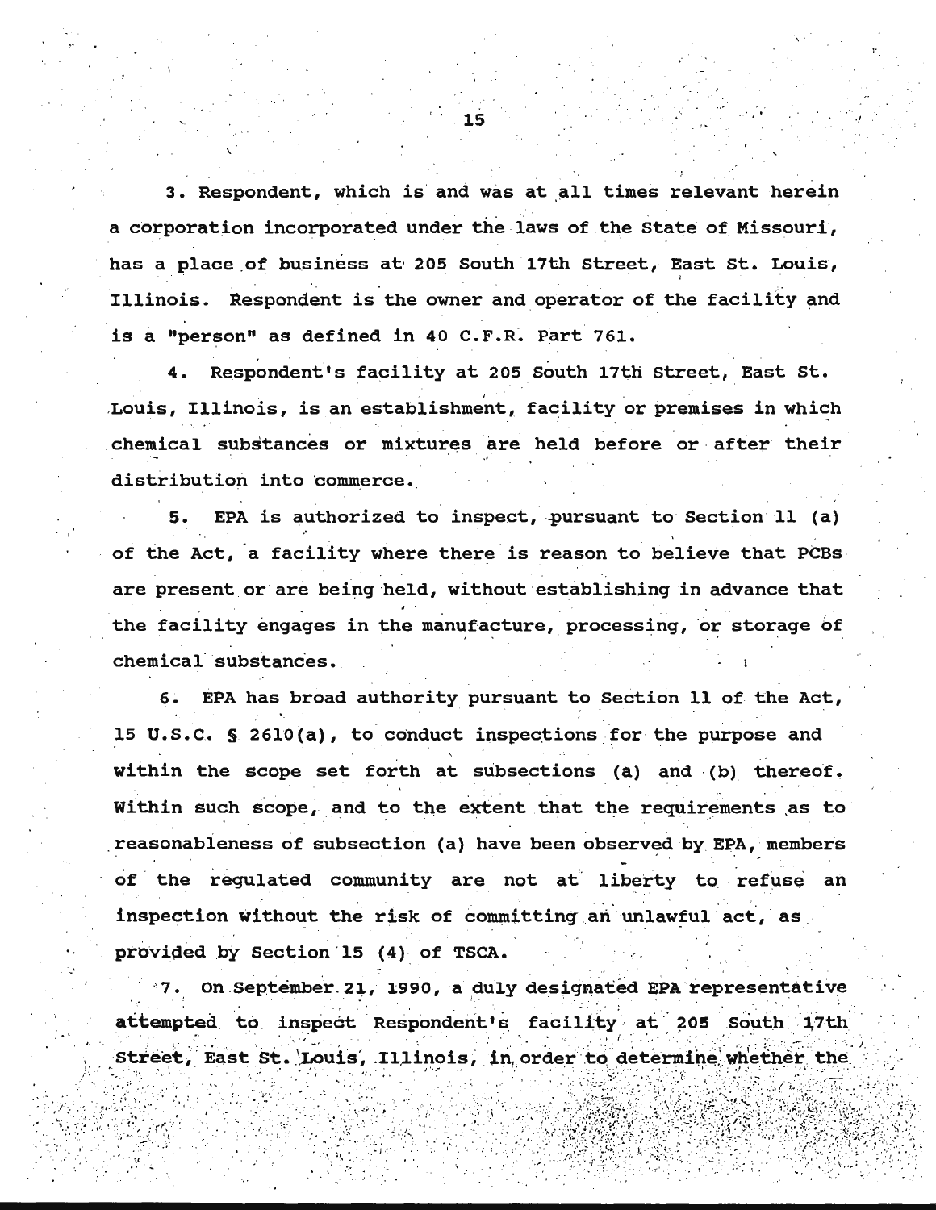3. Respondent, which is and was at all times relevant herein a corporation incorporated under the laws of the State of Missouri, has a place of business at 205 South 17th Street, East St. Louis, Illinois. Respondent is the owner and operator of the facility and is a "person" as defined in 40 C.F.R. Part 761.

4. Respondent's facility at 205 South 17th Street, East St. Louis, Illinois, is an establishment, facility or premises in which chemical substances or mixtures are held before or after their distribution into commerce.

5. EPA is authorized to inspect, pursuant to Section 11 (a) of the Act, a facility where there is reason to believe that PCBs are present or are being held, without establishing in advance that the facility engages in the manufacture, processing, or storage of chemical substances.

6. EPA has broad authority pursuant to Section 11 of the Act, 15 U.S.C. § 2610(a), to conduct inspections for the purpose and within the scope set forth at subsections (a) and (b) thereof. Within such scope, and to the extent that the requirements as to reasonableness of subsection (a) have been observed by EPA, members of the regulated community are not at liberty to refuse an inspection without the risk of committing an unlawful act, as provided by Section 15 (4) of TSCA.

7. On September 21, 1990, a duly designated EPA representative attempted to inspect Respondent's facility at 205 South 17th Street, East St. Louis, Illinois, in order to determine whether the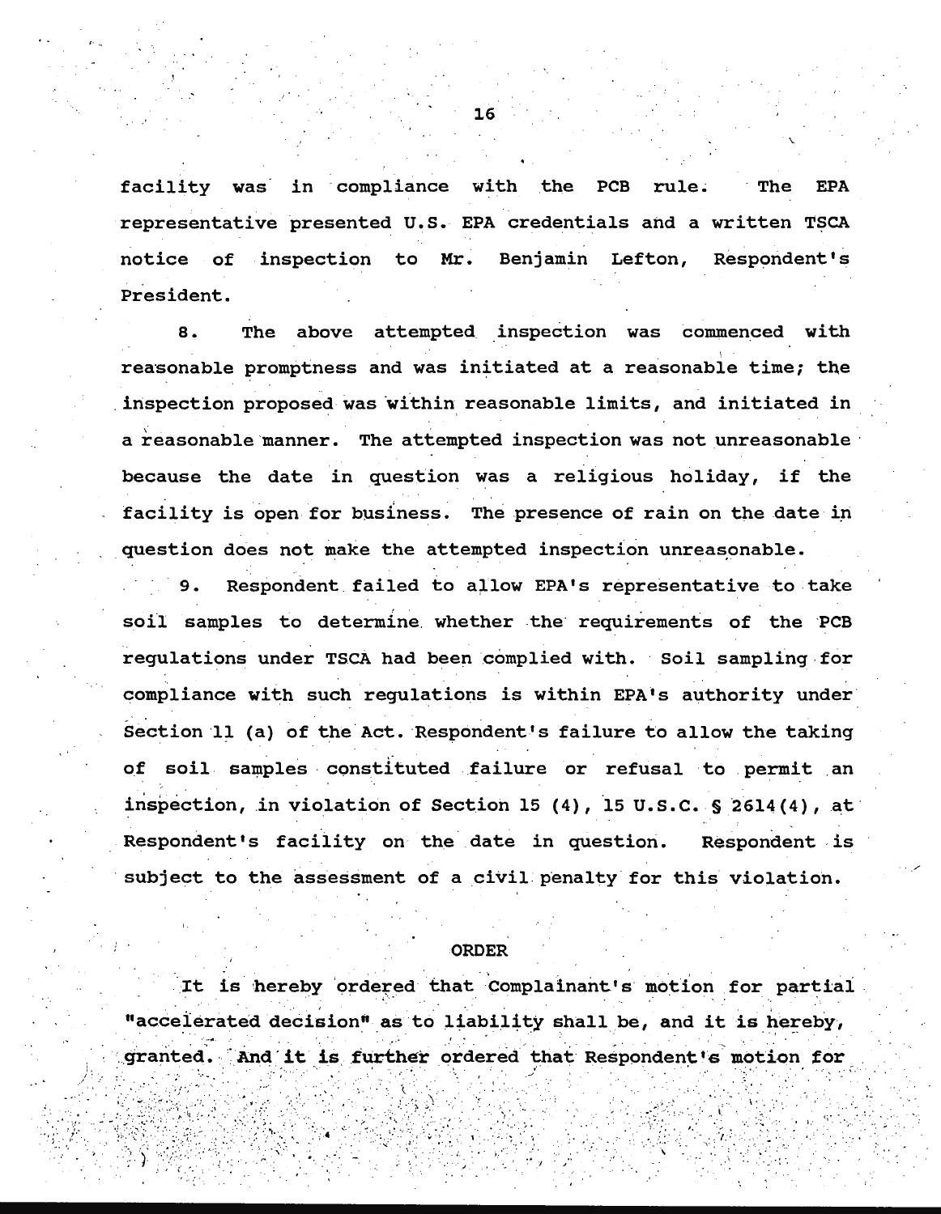facility was in compliance with the PCB rule. The EPA representative presented U.S. EPA credentials and a written TSCA notice of inspection to Mr. Benjamin Lefton, Respondent's President.

8. The above attempted inspection was commenced with reasonable promptness and was initiated at a reasonable time; the inspection proposed was within reasonable limits, and initiated in a reasonable manner. The attempted inspection was not unreasonable because the date in question was a religious holiday, if the facility is open for business. The presence of rain on the date in question does not make the attempted inspection unreasonable.

9. Respondent failed to allow EPA's representative to take soil samples to determine whether the requirements of the PCB regulations under TSCA had been complied with. Soil sampling for compliance with such regulations is within EPA's authority under Section 11 (a) of the Act. Respondent's failure to allow the taking of soil samples constituted failure or refusal to permit an inspection, in violation of Section 15 (4), 15 U.S.C. § 2614(4), at Respondent's facility on the date in question. Respondent is subject to the assessment of a civil penalty for this violation.

## ORDER

It is hereby ordered that Complainant's motion for partial "accelerated decision" as to liability shall be, and it is hereby, granted. And it is further ordered that Respondent's motion for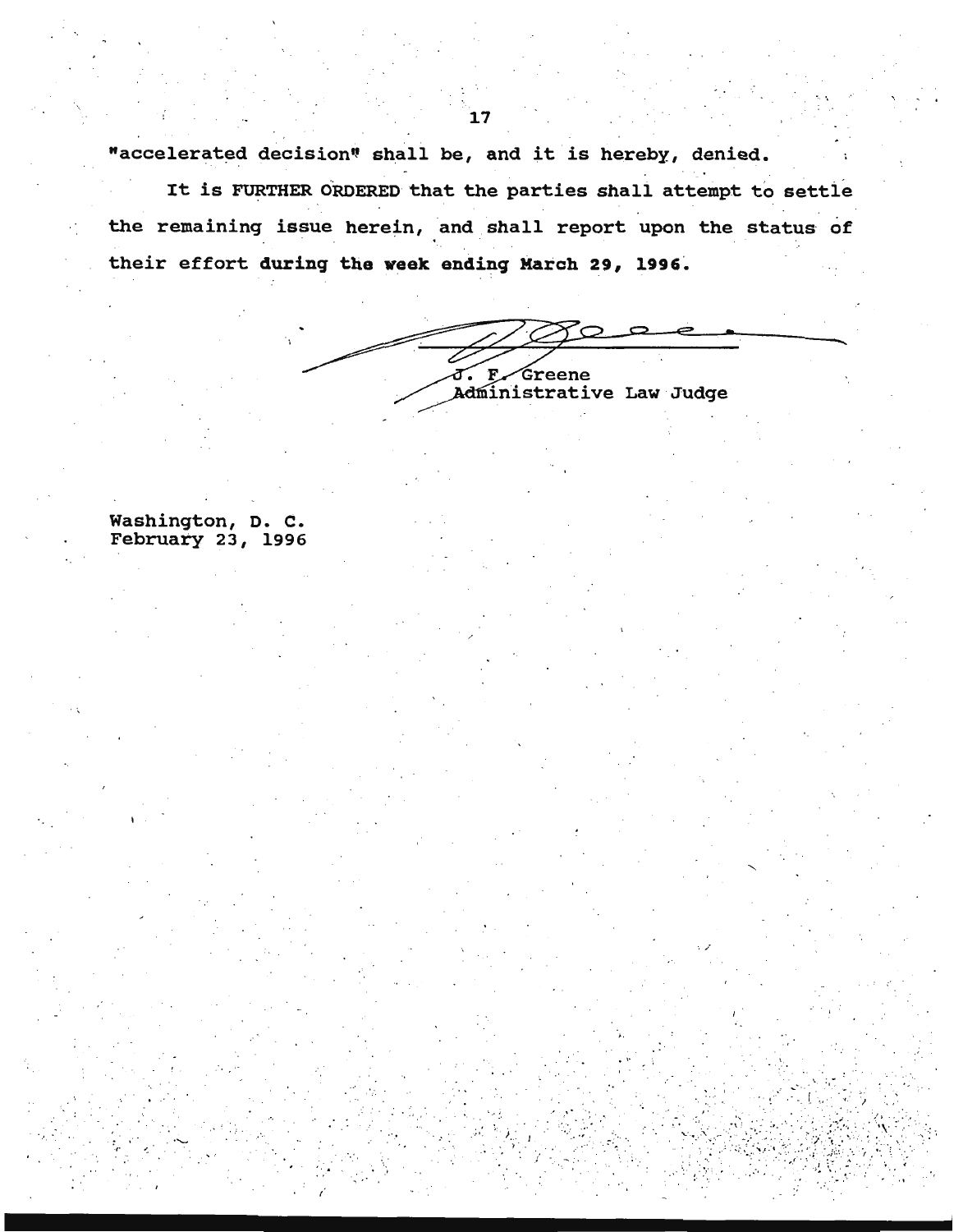"accelerated decision" shall be, and it is hereby, denied.

It is FURTHER ORDERED that the parties shall attempt to settle the remaining issue herein, and shall report upon the status of their effort **during the week ending March 29, 1996.**

J. F. Greene
Administrative Law Judge

Washington, D. C.
February 23, 1996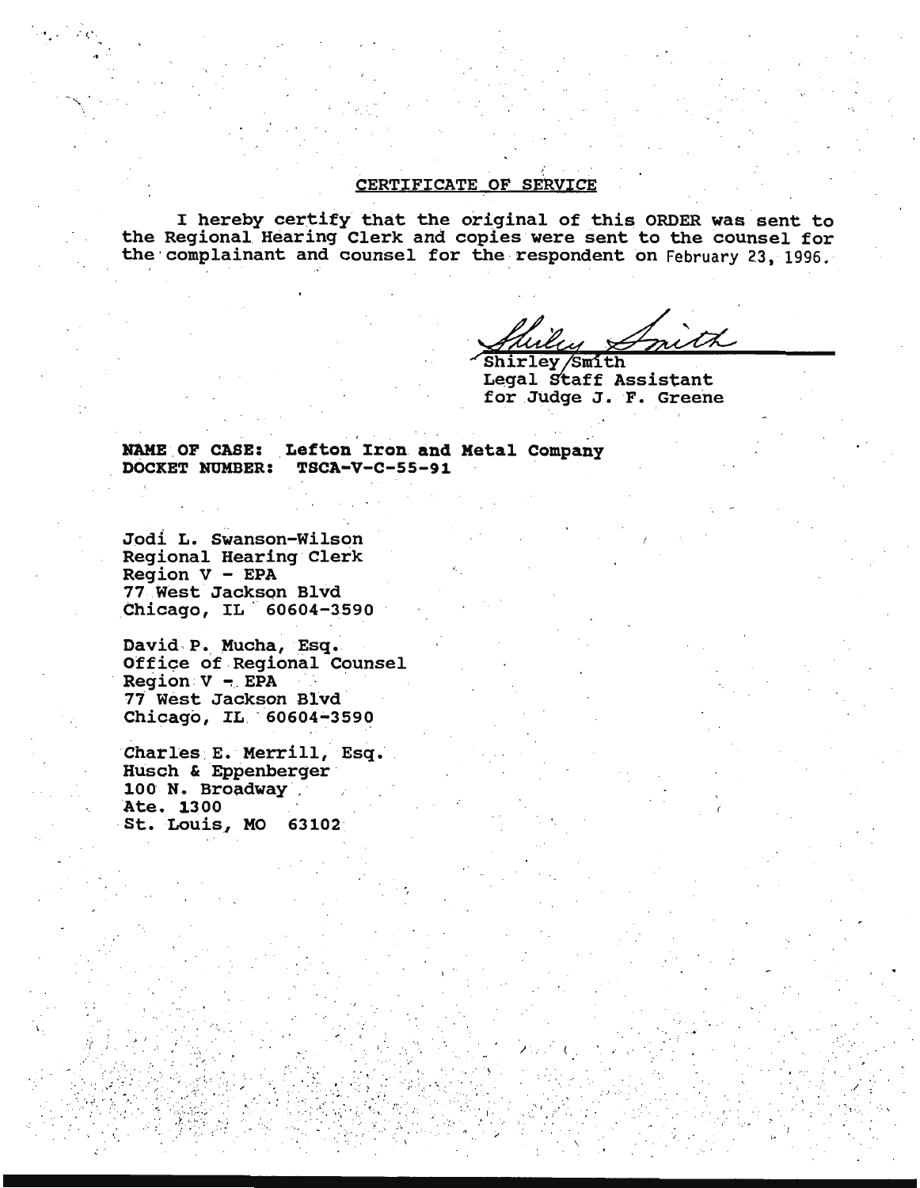## CERTIFICATE OF SERVICE

I hereby certify that the original of this ORDER was sent to the Regional Hearing Clerk and copies were sent to the counsel for the complainant and counsel for the respondent on February 23, 1996.

Shirley Smith
Legal Staff Assistant
for Judge J. F. Greene

**NAME OF CASE: Lefton Iron and Metal Company**
**DOCKET NUMBER: TSCA-V-C-55-91**

Jodi L. Swanson-Wilson
Regional Hearing Clerk
Region V - EPA
77 West Jackson Blvd
Chicago, IL 60604-3590

David P. Mucha, Esq.
Office of Regional Counsel
Region V - EPA
77 West Jackson Blvd
Chicago, IL 60604-3590

Charles E. Merrill, Esq.
Husch & Eppenberger
100 N. Broadway
Ate. 1300
St. Louis, MO 63102